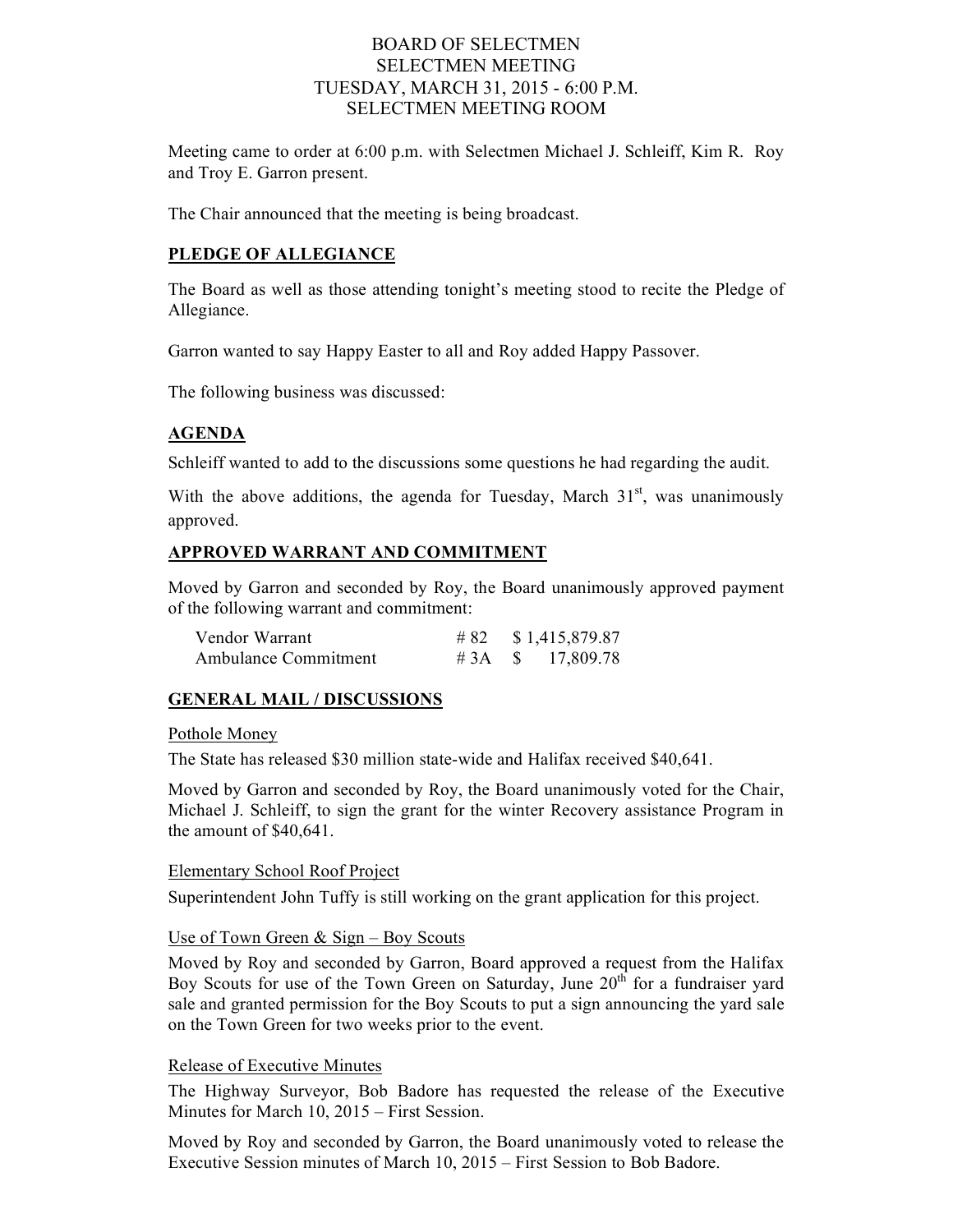# BOARD OF SELECTMEN
## SELECTMEN MEETING
## TUESDAY, MARCH 31, 2015 - 6:00 P.M.
## SELECTMEN MEETING ROOM

Meeting came to order at 6:00 p.m. with Selectmen Michael J. Schleiff, Kim R. Roy and Troy E. Garron present.

The Chair announced that the meeting is being broadcast.

**PLEDGE OF ALLEGIANCE**

The Board as well as those attending tonight's meeting stood to recite the Pledge of Allegiance.

Garron wanted to say Happy Easter to all and Roy added Happy Passover.

The following business was discussed:

**AGENDA**

Schleiff wanted to add to the discussions some questions he had regarding the audit.

With the above additions, the agenda for Tuesday, March 31st, was unanimously approved.

**APPROVED WARRANT AND COMMITMENT**

Moved by Garron and seconded by Roy, the Board unanimously approved payment of the following warrant and commitment:

| | | |
|---|---|---|
| Vendor Warrant | # 82 | $ 1,415,879.87 |
| Ambulance Commitment | # 3A | $ 17,809.78 |

**GENERAL MAIL / DISCUSSIONS**

Pothole Money

The State has released $30 million state-wide and Halifax received $40,641.

Moved by Garron and seconded by Roy, the Board unanimously voted for the Chair, Michael J. Schleiff, to sign the grant for the winter Recovery assistance Program in the amount of $40,641.

Elementary School Roof Project

Superintendent John Tuffy is still working on the grant application for this project.

Use of Town Green & Sign – Boy Scouts

Moved by Roy and seconded by Garron, Board approved a request from the Halifax Boy Scouts for use of the Town Green on Saturday, June 20th for a fundraiser yard sale and granted permission for the Boy Scouts to put a sign announcing the yard sale on the Town Green for two weeks prior to the event.

Release of Executive Minutes

The Highway Surveyor, Bob Badore has requested the release of the Executive Minutes for March 10, 2015 – First Session.

Moved by Roy and seconded by Garron, the Board unanimously voted to release the Executive Session minutes of March 10, 2015 – First Session to Bob Badore.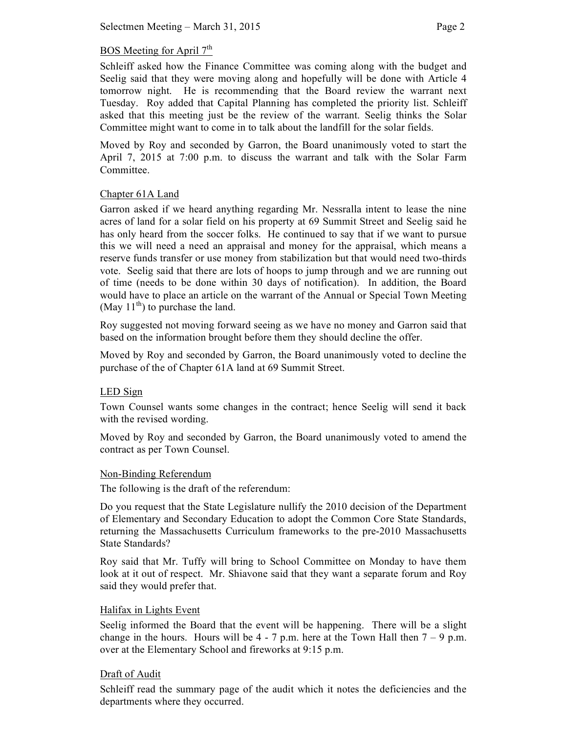BOS Meeting for April 7th

Schleiff asked how the Finance Committee was coming along with the budget and Seelig said that they were moving along and hopefully will be done with Article 4 tomorrow night. He is recommending that the Board review the warrant next Tuesday. Roy added that Capital Planning has completed the priority list. Schleiff asked that this meeting just be the review of the warrant. Seelig thinks the Solar Committee might want to come in to talk about the landfill for the solar fields.

Moved by Roy and seconded by Garron, the Board unanimously voted to start the April 7, 2015 at 7:00 p.m. to discuss the warrant and talk with the Solar Farm Committee.

Chapter 61A Land

Garron asked if we heard anything regarding Mr. Nessralla intent to lease the nine acres of land for a solar field on his property at 69 Summit Street and Seelig said he has only heard from the soccer folks. He continued to say that if we want to pursue this we will need a need an appraisal and money for the appraisal, which means a reserve funds transfer or use money from stabilization but that would need two-thirds vote. Seelig said that there are lots of hoops to jump through and we are running out of time (needs to be done within 30 days of notification). In addition, the Board would have to place an article on the warrant of the Annual or Special Town Meeting (May 11th) to purchase the land.

Roy suggested not moving forward seeing as we have no money and Garron said that based on the information brought before them they should decline the offer.

Moved by Roy and seconded by Garron, the Board unanimously voted to decline the purchase of the of Chapter 61A land at 69 Summit Street.

LED Sign

Town Counsel wants some changes in the contract; hence Seelig will send it back with the revised wording.

Moved by Roy and seconded by Garron, the Board unanimously voted to amend the contract as per Town Counsel.

Non-Binding Referendum

The following is the draft of the referendum:

Do you request that the State Legislature nullify the 2010 decision of the Department of Elementary and Secondary Education to adopt the Common Core State Standards, returning the Massachusetts Curriculum frameworks to the pre-2010 Massachusetts State Standards?

Roy said that Mr. Tuffy will bring to School Committee on Monday to have them look at it out of respect. Mr. Shiavone said that they want a separate forum and Roy said they would prefer that.

Halifax in Lights Event

Seelig informed the Board that the event will be happening. There will be a slight change in the hours. Hours will be 4 - 7 p.m. here at the Town Hall then 7 – 9 p.m. over at the Elementary School and fireworks at 9:15 p.m.

Draft of Audit

Schleiff read the summary page of the audit which it notes the deficiencies and the departments where they occurred.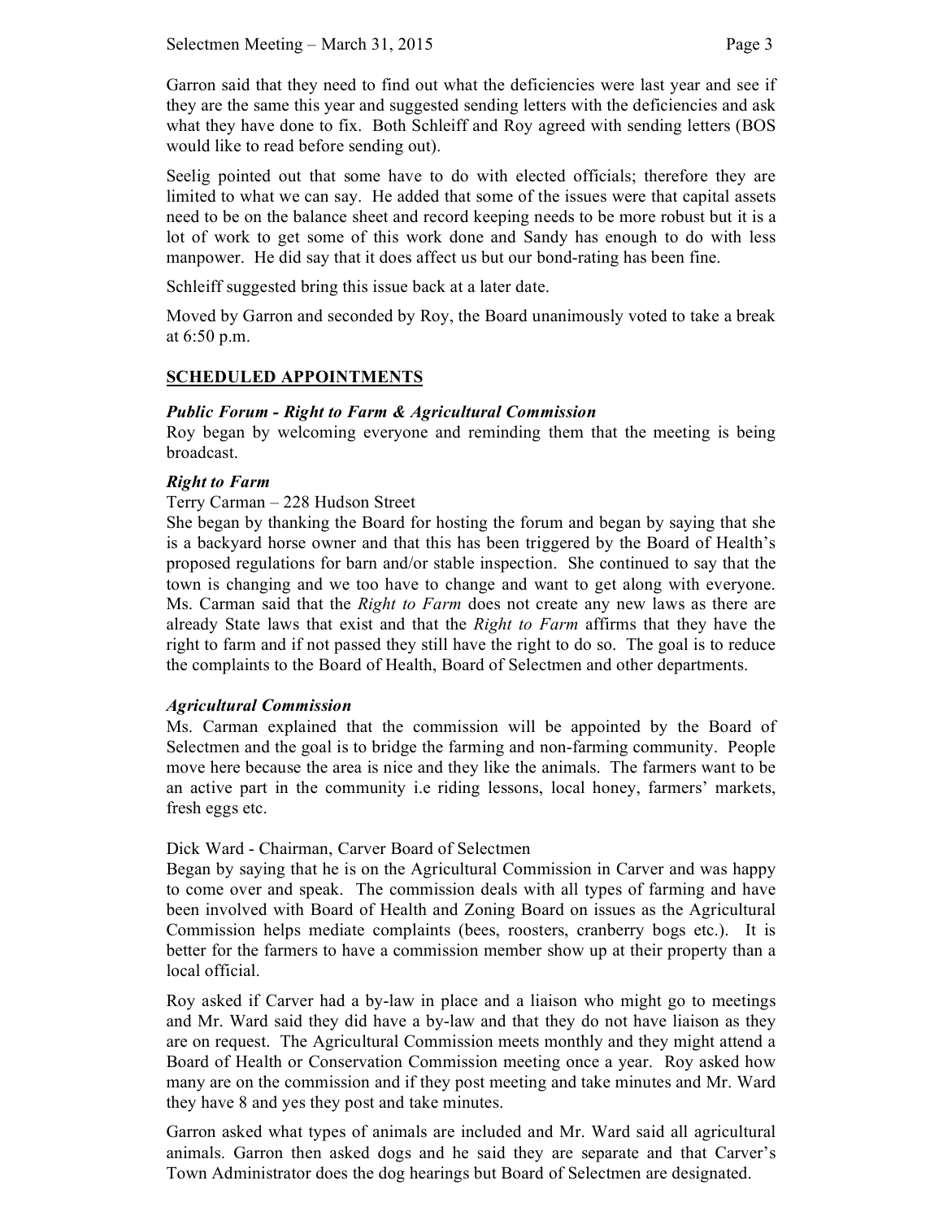Garron said that they need to find out what the deficiencies were last year and see if they are the same this year and suggested sending letters with the deficiencies and ask what they have done to fix. Both Schleiff and Roy agreed with sending letters (BOS would like to read before sending out).

Seelig pointed out that some have to do with elected officials; therefore they are limited to what we can say. He added that some of the issues were that capital assets need to be on the balance sheet and record keeping needs to be more robust but it is a lot of work to get some of this work done and Sandy has enough to do with less manpower. He did say that it does affect us but our bond-rating has been fine.

Schleiff suggested bring this issue back at a later date.

Moved by Garron and seconded by Roy, the Board unanimously voted to take a break at 6:50 p.m.

## SCHEDULED APPOINTMENTS

***Public Forum - Right to Farm & Agricultural Commission***

Roy began by welcoming everyone and reminding them that the meeting is being broadcast.

***Right to Farm***

Terry Carman – 228 Hudson Street

She began by thanking the Board for hosting the forum and began by saying that she is a backyard horse owner and that this has been triggered by the Board of Health's proposed regulations for barn and/or stable inspection. She continued to say that the town is changing and we too have to change and want to get along with everyone. Ms. Carman said that the *Right to Farm* does not create any new laws as there are already State laws that exist and that the *Right to Farm* affirms that they have the right to farm and if not passed they still have the right to do so. The goal is to reduce the complaints to the Board of Health, Board of Selectmen and other departments.

***Agricultural Commission***

Ms. Carman explained that the commission will be appointed by the Board of Selectmen and the goal is to bridge the farming and non-farming community. People move here because the area is nice and they like the animals. The farmers want to be an active part in the community i.e riding lessons, local honey, farmers' markets, fresh eggs etc.

Dick Ward - Chairman, Carver Board of Selectmen

Began by saying that he is on the Agricultural Commission in Carver and was happy to come over and speak. The commission deals with all types of farming and have been involved with Board of Health and Zoning Board on issues as the Agricultural Commission helps mediate complaints (bees, roosters, cranberry bogs etc.). It is better for the farmers to have a commission member show up at their property than a local official.

Roy asked if Carver had a by-law in place and a liaison who might go to meetings and Mr. Ward said they did have a by-law and that they do not have liaison as they are on request. The Agricultural Commission meets monthly and they might attend a Board of Health or Conservation Commission meeting once a year. Roy asked how many are on the commission and if they post meeting and take minutes and Mr. Ward they have 8 and yes they post and take minutes.

Garron asked what types of animals are included and Mr. Ward said all agricultural animals. Garron then asked dogs and he said they are separate and that Carver's Town Administrator does the dog hearings but Board of Selectmen are designated.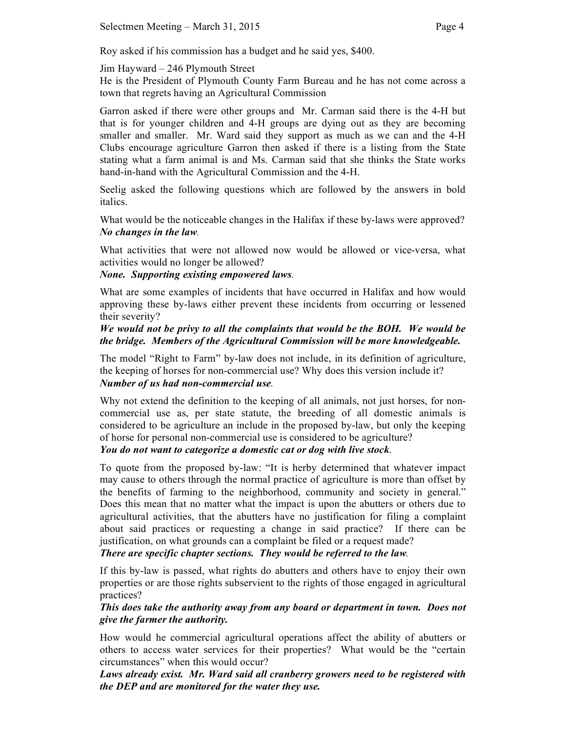Roy asked if his commission has a budget and he said yes, $400.

Jim Hayward – 246 Plymouth Street
He is the President of Plymouth County Farm Bureau and he has not come across a town that regrets having an Agricultural Commission

Garron asked if there were other groups and Mr. Carman said there is the 4-H but that is for younger children and 4-H groups are dying out as they are becoming smaller and smaller. Mr. Ward said they support as much as we can and the 4-H Clubs encourage agriculture Garron then asked if there is a listing from the State stating what a farm animal is and Ms. Carman said that she thinks the State works hand-in-hand with the Agricultural Commission and the 4-H.

Seelig asked the following questions which are followed by the answers in bold italics.

What would be the noticeable changes in the Halifax if these by-laws were approved?
***No changes in the law.***

What activities that were not allowed now would be allowed or vice-versa, what activities would no longer be allowed?
***None. Supporting existing empowered laws.***

What are some examples of incidents that have occurred in Halifax and how would approving these by-laws either prevent these incidents from occurring or lessened their severity?
***We would not be privy to all the complaints that would be the BOH. We would be the bridge. Members of the Agricultural Commission will be more knowledgeable.***

The model "Right to Farm" by-law does not include, in its definition of agriculture, the keeping of horses for non-commercial use? Why does this version include it?
***Number of us had non-commercial use.***

Why not extend the definition to the keeping of all animals, not just horses, for non-commercial use as, per state statute, the breeding of all domestic animals is considered to be agriculture an include in the proposed by-law, but only the keeping of horse for personal non-commercial use is considered to be agriculture?
***You do not want to categorize a domestic cat or dog with live stock.***

To quote from the proposed by-law: "It is herby determined that whatever impact may cause to others through the normal practice of agriculture is more than offset by the benefits of farming to the neighborhood, community and society in general." Does this mean that no matter what the impact is upon the abutters or others due to agricultural activities, that the abutters have no justification for filing a complaint about said practices or requesting a change in said practice? If there can be justification, on what grounds can a complaint be filed or a request made?
***There are specific chapter sections. They would be referred to the law.***

If this by-law is passed, what rights do abutters and others have to enjoy their own properties or are those rights subservient to the rights of those engaged in agricultural practices?
***This does take the authority away from any board or department in town. Does not give the farmer the authority.***

How would he commercial agricultural operations affect the ability of abutters or others to access water services for their properties? What would be the "certain circumstances" when this would occur?
***Laws already exist. Mr. Ward said all cranberry growers need to be registered with the DEP and are monitored for the water they use.***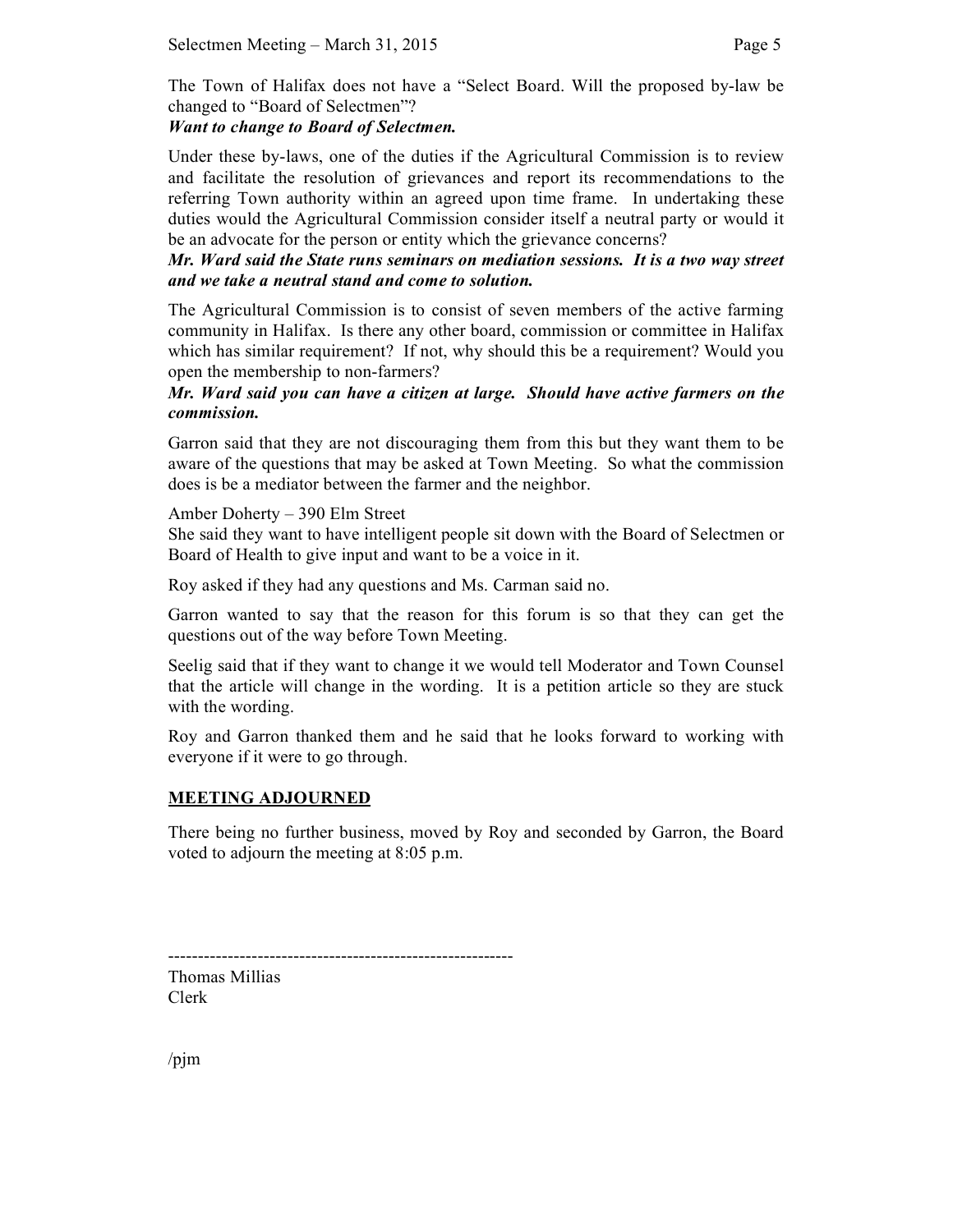The Town of Halifax does not have a "Select Board. Will the proposed by-law be changed to "Board of Selectmen"?

***Want to change to Board of Selectmen.***

Under these by-laws, one of the duties if the Agricultural Commission is to review and facilitate the resolution of grievances and report its recommendations to the referring Town authority within an agreed upon time frame. In undertaking these duties would the Agricultural Commission consider itself a neutral party or would it be an advocate for the person or entity which the grievance concerns?

***Mr. Ward said the State runs seminars on mediation sessions. It is a two way street and we take a neutral stand and come to solution.***

The Agricultural Commission is to consist of seven members of the active farming community in Halifax. Is there any other board, commission or committee in Halifax which has similar requirement? If not, why should this be a requirement? Would you open the membership to non-farmers?

***Mr. Ward said you can have a citizen at large. Should have active farmers on the commission.***

Garron said that they are not discouraging them from this but they want them to be aware of the questions that may be asked at Town Meeting. So what the commission does is be a mediator between the farmer and the neighbor.

Amber Doherty – 390 Elm Street
She said they want to have intelligent people sit down with the Board of Selectmen or Board of Health to give input and want to be a voice in it.

Roy asked if they had any questions and Ms. Carman said no.

Garron wanted to say that the reason for this forum is so that they can get the questions out of the way before Town Meeting.

Seelig said that if they want to change it we would tell Moderator and Town Counsel that the article will change in the wording. It is a petition article so they are stuck with the wording.

Roy and Garron thanked them and he said that he looks forward to working with everyone if it were to go through.

## MEETING ADJOURNED

There being no further business, moved by Roy and seconded by Garron, the Board voted to adjourn the meeting at 8:05 p.m.

----------------------------------------------------------

Thomas Millias
Clerk

/pjm